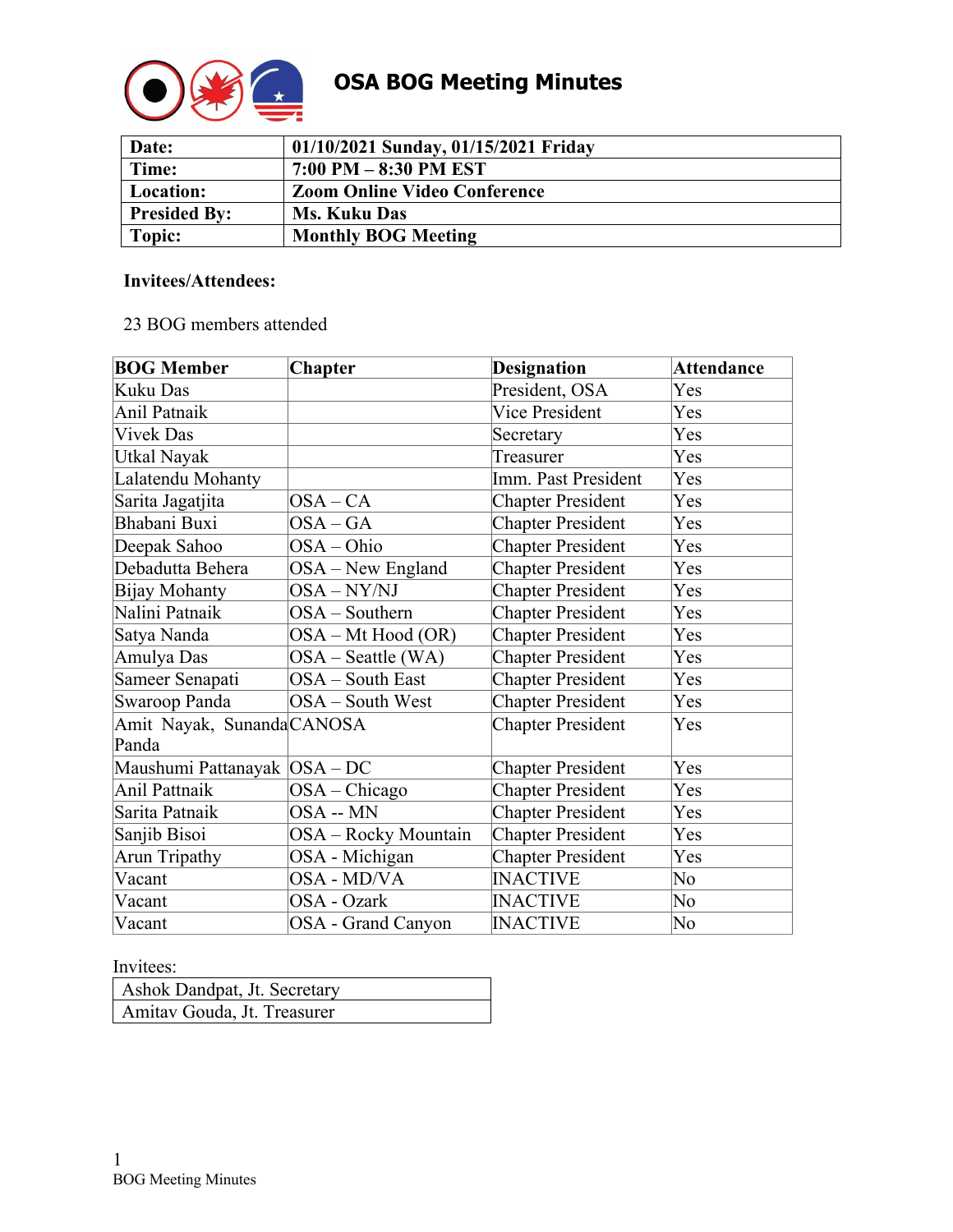# OSA BOG Meeting Minutes

| **Date:** | **01/10/2021 Sunday, 01/15/2021 Friday** |
|---|---|
| **Time:** | **7:00 PM – 8:30 PM EST** |
| **Location:** | **Zoom Online Video Conference** |
| **Presided By:** | **Ms. Kuku Das** |
| **Topic:** | **Monthly BOG Meeting** |

**Invitees/Attendees:**

23 BOG members attended

| **BOG Member** | **Chapter** | **Designation** | **Attendance** |
|---|---|---|---|
| Kuku Das | | President, OSA | Yes |
| Anil Patnaik | | Vice President | Yes |
| Vivek Das | | Secretary | Yes |
| Utkal Nayak | | Treasurer | Yes |
| Lalatendu Mohanty | | Imm. Past President | Yes |
| Sarita Jagatjita | OSA – CA | Chapter President | Yes |
| Bhabani Buxi | OSA – GA | Chapter President | Yes |
| Deepak Sahoo | OSA – Ohio | Chapter President | Yes |
| Debadutta Behera | OSA – New England | Chapter President | Yes |
| Bijay Mohanty | OSA – NY/NJ | Chapter President | Yes |
| Nalini Patnaik | OSA – Southern | Chapter President | Yes |
| Satya Nanda | OSA – Mt Hood (OR) | Chapter President | Yes |
| Amulya Das | OSA – Seattle (WA) | Chapter President | Yes |
| Sameer Senapati | OSA – South East | Chapter President | Yes |
| Swaroop Panda | OSA – South West | Chapter President | Yes |
| Amit Nayak, Sunanda Panda | CANOSA | Chapter President | Yes |
| Maushumi Pattanayak | OSA – DC | Chapter President | Yes |
| Anil Pattnaik | OSA – Chicago | Chapter President | Yes |
| Sarita Patnaik | OSA -- MN | Chapter President | Yes |
| Sanjib Bisoi | OSA – Rocky Mountain | Chapter President | Yes |
| Arun Tripathy | OSA - Michigan | Chapter President | Yes |
| Vacant | OSA - MD/VA | INACTIVE | No |
| Vacant | OSA - Ozark | INACTIVE | No |
| Vacant | OSA - Grand Canyon | INACTIVE | No |

Invitees:

| Ashok Dandpat, Jt. Secretary |
|---|
| Amitav Gouda, Jt. Treasurer |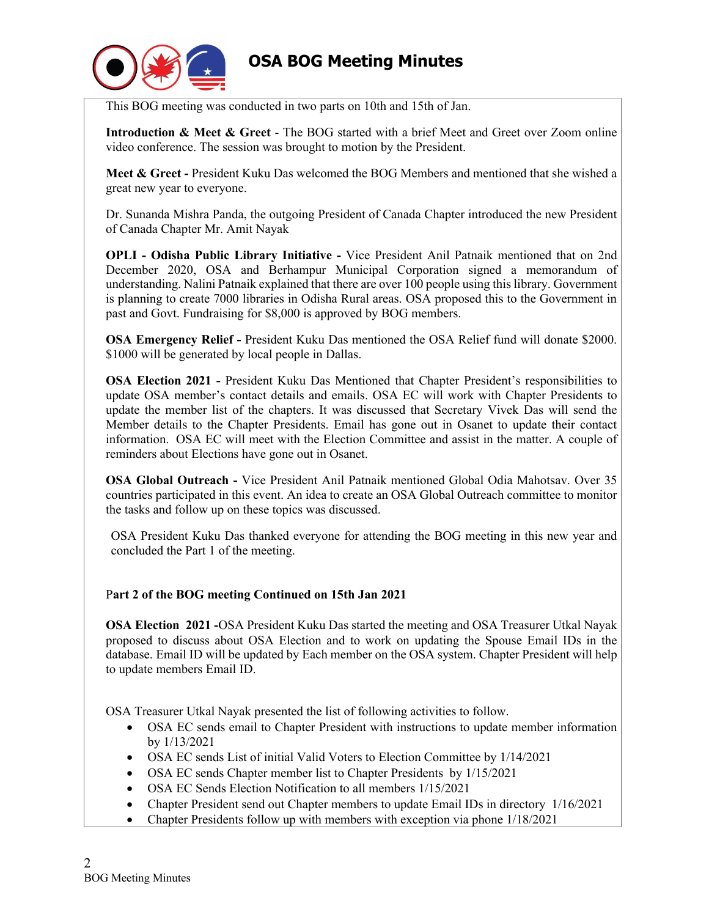This BOG meeting was conducted in two parts on 10th and 15th of Jan.

**Introduction & Meet & Greet** - The BOG started with a brief Meet and Greet over Zoom online video conference. The session was brought to motion by the President.

**Meet & Greet -** President Kuku Das welcomed the BOG Members and mentioned that she wished a great new year to everyone.

Dr. Sunanda Mishra Panda, the outgoing President of Canada Chapter introduced the new President of Canada Chapter Mr. Amit Nayak

**OPLI - Odisha Public Library Initiative -** Vice President Anil Patnaik mentioned that on 2nd December 2020, OSA and Berhampur Municipal Corporation signed a memorandum of understanding. Nalini Patnaik explained that there are over 100 people using this library. Government is planning to create 7000 libraries in Odisha Rural areas. OSA proposed this to the Government in past and Govt. Fundraising for $8,000 is approved by BOG members.

**OSA Emergency Relief -** President Kuku Das mentioned the OSA Relief fund will donate $2000. $1000 will be generated by local people in Dallas.

**OSA Election 2021 -** President Kuku Das Mentioned that Chapter President's responsibilities to update OSA member's contact details and emails. OSA EC will work with Chapter Presidents to update the member list of the chapters. It was discussed that Secretary Vivek Das will send the Member details to the Chapter Presidents. Email has gone out in Osanet to update their contact information. OSA EC will meet with the Election Committee and assist in the matter. A couple of reminders about Elections have gone out in Osanet.

**OSA Global Outreach -** Vice President Anil Patnaik mentioned Global Odia Mahotsav. Over 35 countries participated in this event. An idea to create an OSA Global Outreach committee to monitor the tasks and follow up on these topics was discussed.

OSA President Kuku Das thanked everyone for attending the BOG meeting in this new year and concluded the Part 1 of the meeting.

**Part 2 of the BOG meeting Continued on 15th Jan 2021**

**OSA Election 2021 -**OSA President Kuku Das started the meeting and OSA Treasurer Utkal Nayak proposed to discuss about OSA Election and to work on updating the Spouse Email IDs in the database. Email ID will be updated by Each member on the OSA system. Chapter President will help to update members Email ID.

OSA Treasurer Utkal Nayak presented the list of following activities to follow.

- OSA EC sends email to Chapter President with instructions to update member information by 1/13/2021
- OSA EC sends List of initial Valid Voters to Election Committee by 1/14/2021
- OSA EC sends Chapter member list to Chapter Presidents by 1/15/2021
- OSA EC Sends Election Notification to all members 1/15/2021
- Chapter President send out Chapter members to update Email IDs in directory 1/16/2021
- Chapter Presidents follow up with members with exception via phone 1/18/2021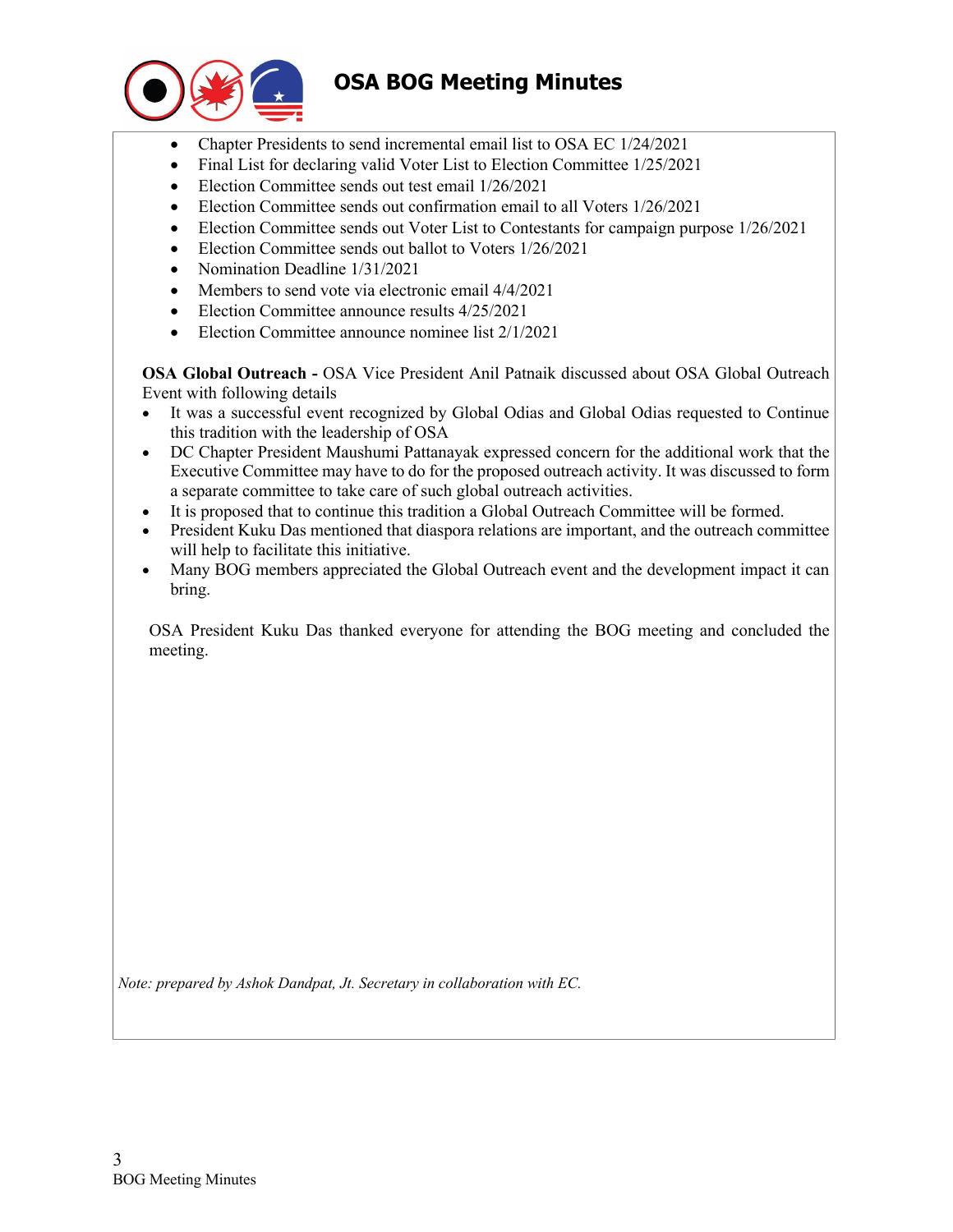- Chapter Presidents to send incremental email list to OSA EC 1/24/2021
- Final List for declaring valid Voter List to Election Committee 1/25/2021
- Election Committee sends out test email 1/26/2021
- Election Committee sends out confirmation email to all Voters 1/26/2021
- Election Committee sends out Voter List to Contestants for campaign purpose 1/26/2021
- Election Committee sends out ballot to Voters 1/26/2021
- Nomination Deadline 1/31/2021
- Members to send vote via electronic email 4/4/2021
- Election Committee announce results 4/25/2021
- Election Committee announce nominee list 2/1/2021

**OSA Global Outreach -** OSA Vice President Anil Patnaik discussed about OSA Global Outreach Event with following details

- It was a successful event recognized by Global Odias and Global Odias requested to Continue this tradition with the leadership of OSA
- DC Chapter President Maushumi Pattanayak expressed concern for the additional work that the Executive Committee may have to do for the proposed outreach activity. It was discussed to form a separate committee to take care of such global outreach activities.
- It is proposed that to continue this tradition a Global Outreach Committee will be formed.
- President Kuku Das mentioned that diaspora relations are important, and the outreach committee will help to facilitate this initiative.
- Many BOG members appreciated the Global Outreach event and the development impact it can bring.

OSA President Kuku Das thanked everyone for attending the BOG meeting and concluded the meeting.

*Note: prepared by Ashok Dandpat, Jt. Secretary in collaboration with EC.*